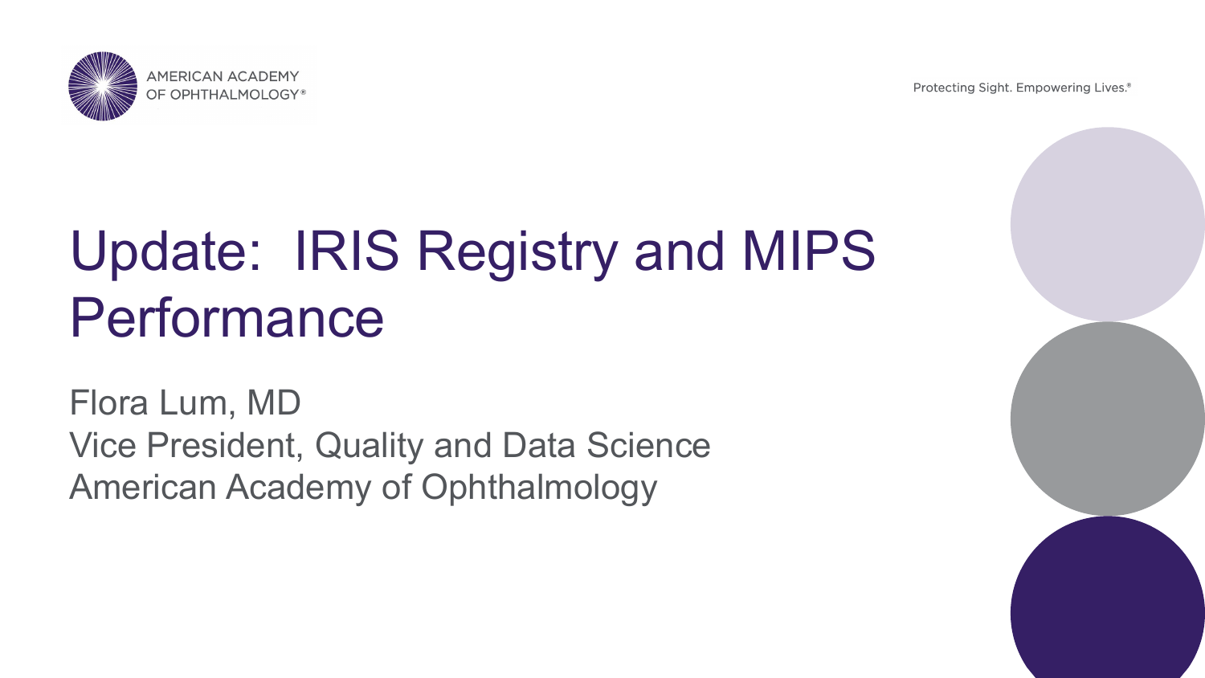AMERICAN ACADEMY OF OPHTHALMOLOGY®

Protecting Sight. Empowering Lives.®

# Update: IRIS Registry and MIPS Performance

Flora Lum, MD
Vice President, Quality and Data Science
American Academy of Ophthalmology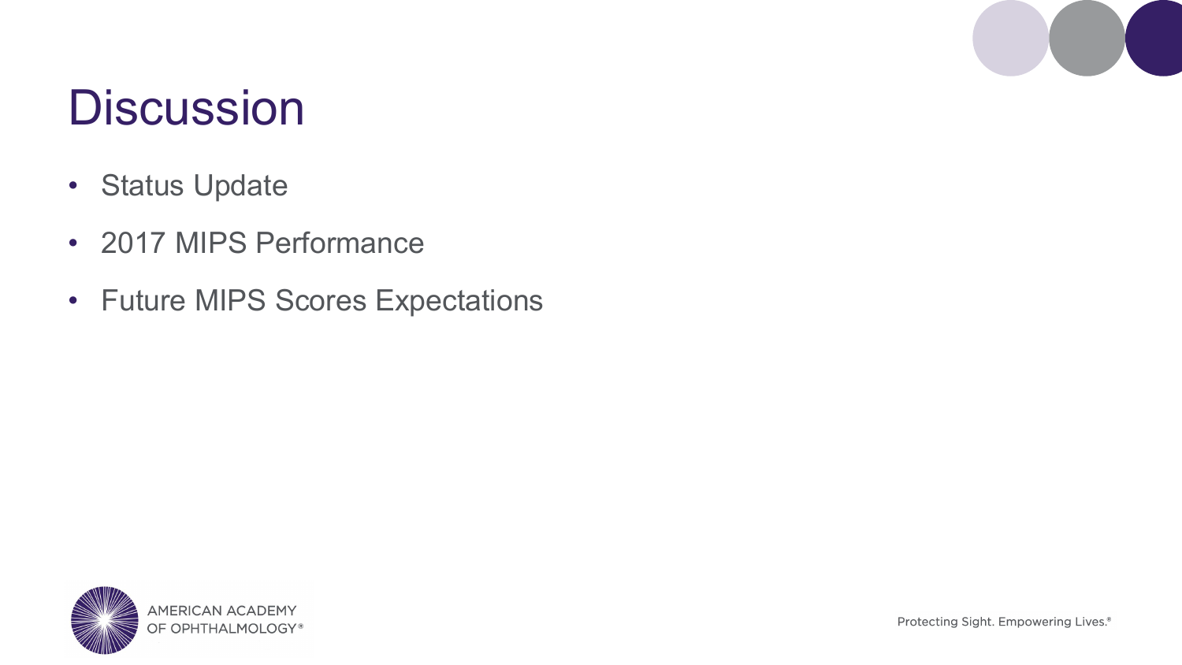# Discussion

- Status Update
- 2017 MIPS Performance
- Future MIPS Scores Expectations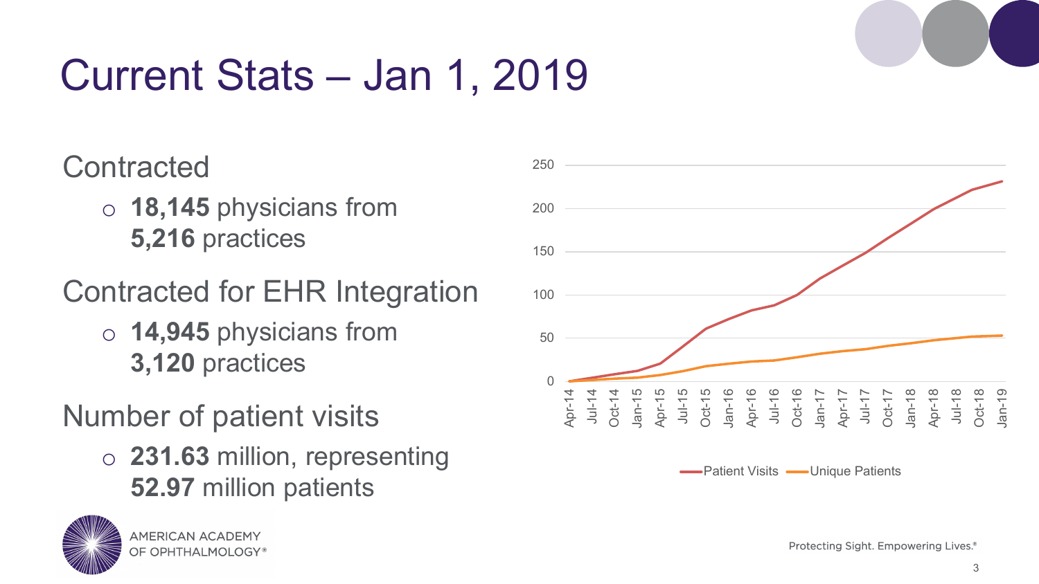# Current Stats – Jan 1, 2019

## Contracted

- **18,145** physicians from **5,216** practices

## Contracted for EHR Integration

- **14,945** physicians from **3,120** practices

## Number of patient visits

- **231.63** million, representing **52.97** million patients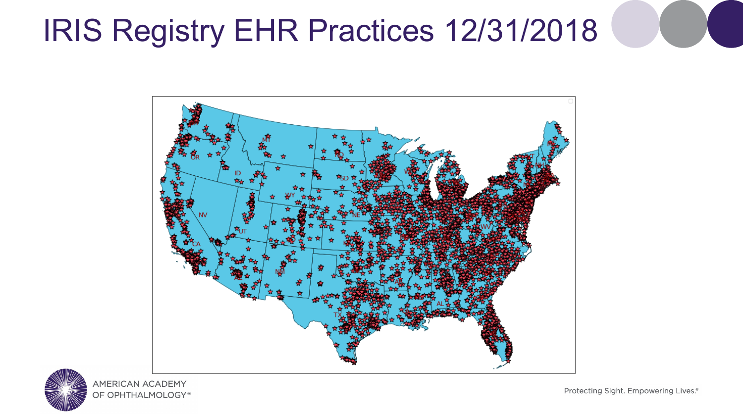# IRIS Registry EHR Practices 12/31/2018

AMERICAN ACADEMY OF OPHTHALMOLOGY®

Protecting Sight. Empowering Lives.®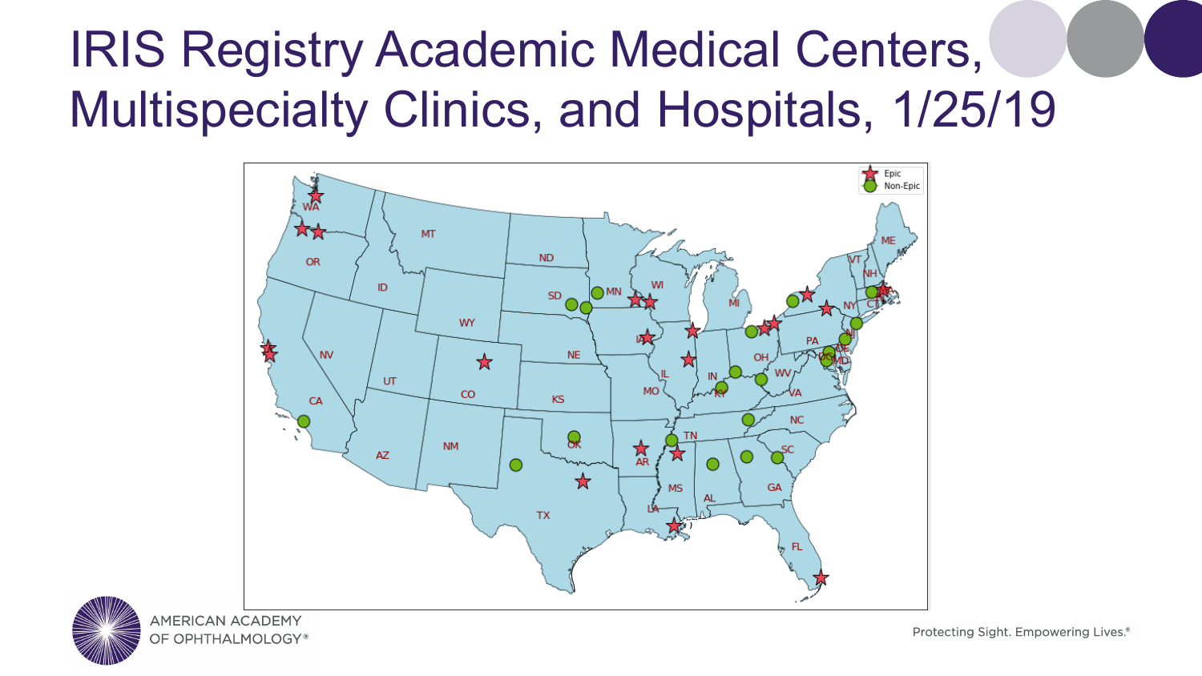# IRIS Registry Academic Medical Centers, Multispecialty Clinics, and Hospitals, 1/25/19

Epic
Non-Epic

Protecting Sight. Empowering Lives.®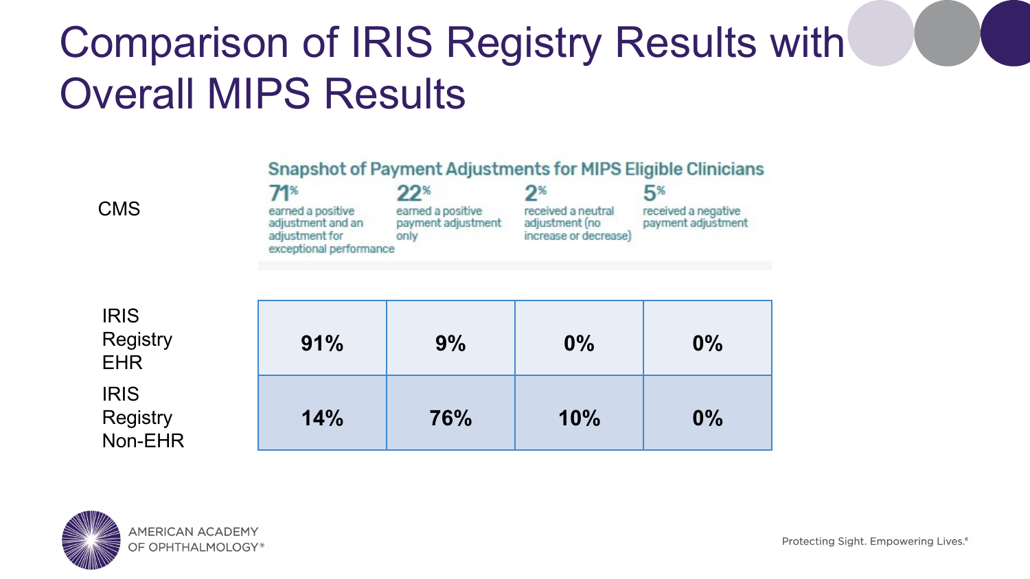# Comparison of IRIS Registry Results with Overall MIPS Results

**Snapshot of Payment Adjustments for MIPS Eligible Clinicians**

| | earned a positive adjustment and an adjustment for exceptional performance | earned a positive payment adjustment only | received a neutral adjustment (no increase or decrease) | received a negative payment adjustment |
|---|---|---|---|---|
| CMS | 71% | 22% | 2% | 5% |
| IRIS Registry EHR | **91%** | **9%** | **0%** | **0%** |
| IRIS Registry Non-EHR | **14%** | **76%** | **10%** | **0%** |

AMERICAN ACADEMY OF OPHTHALMOLOGY®

Protecting Sight. Empowering Lives.®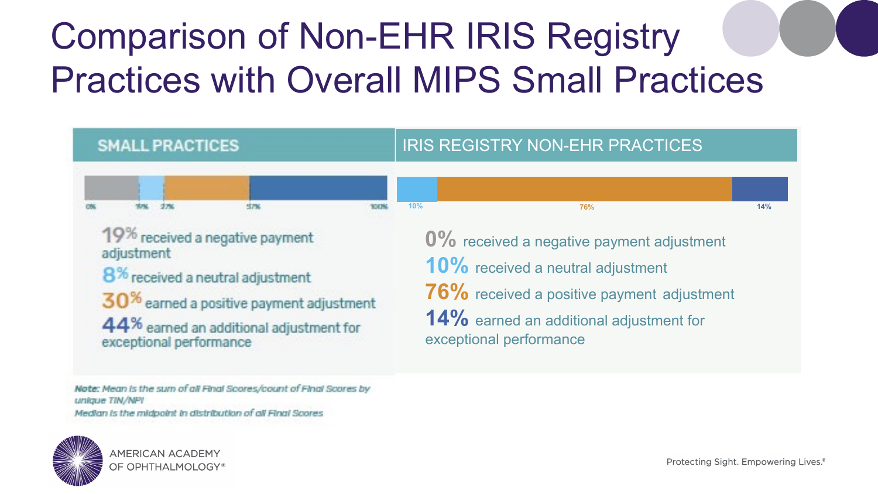# Comparison of Non-EHR IRIS Registry Practices with Overall MIPS Small Practices

## SMALL PRACTICES

0% | 19% | 27% | 57% | 100%

**19%** received a negative payment adjustment

**8%** received a neutral adjustment

**30%** earned a positive payment adjustment

**44%** earned an additional adjustment for exceptional performance

## IRIS REGISTRY NON-EHR PRACTICES

10% | 76% | 14%

**0%** received a negative payment adjustment

**10%** received a neutral adjustment

**76%** received a positive payment adjustment

**14%** earned an additional adjustment for exceptional performance

*Note: Mean is the sum of all Final Scores/count of Final Scores by unique TIN/NPI*

*Median is the midpoint in distribution of all Final Scores*

AMERICAN ACADEMY OF OPHTHALMOLOGY®

Protecting Sight. Empowering Lives.®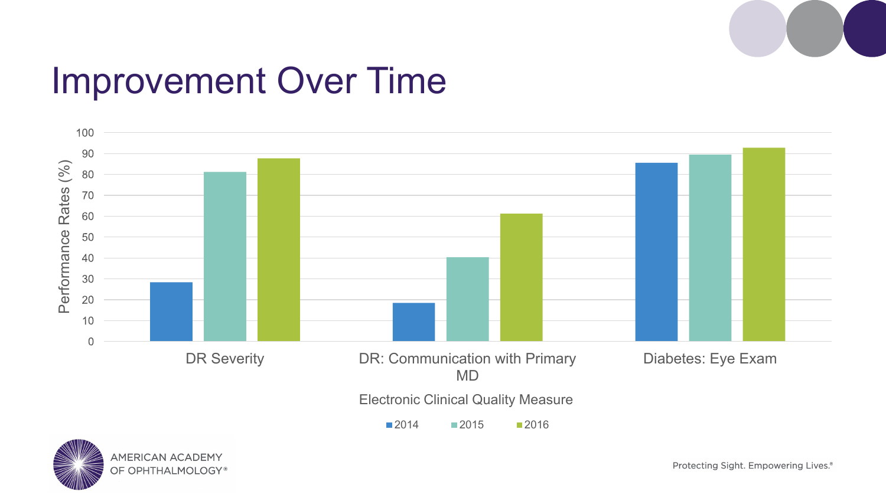# Improvement Over Time

Performance Rates (%)

| Electronic Clinical Quality Measure | 2014 | 2015 | 2016 |
|---|---|---|---|
| DR Severity | ~28 | ~81 | ~88 |
| DR: Communication with Primary MD | ~18 | ~40 | ~61 |
| Diabetes: Eye Exam | ~86 | ~89 | ~93 |

AMERICAN ACADEMY OF OPHTHALMOLOGY®

Protecting Sight. Empowering Lives.®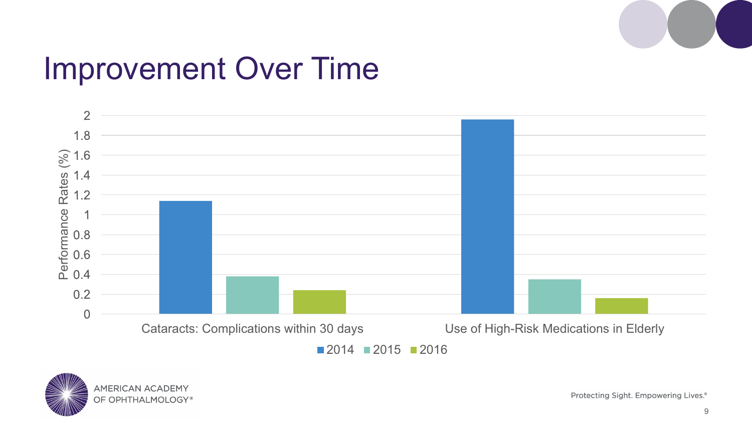# Improvement Over Time

Performance Rates (%)

2
1.8
1.6
1.4
1.2
1
0.8
0.6
0.4
0.2
0

Cataracts: Complications within 30 days

Use of High-Risk Medications in Elderly

■ 2014 ■ 2015 ■ 2016

AMERICAN ACADEMY OF OPHTHALMOLOGY®

Protecting Sight. Empowering Lives.®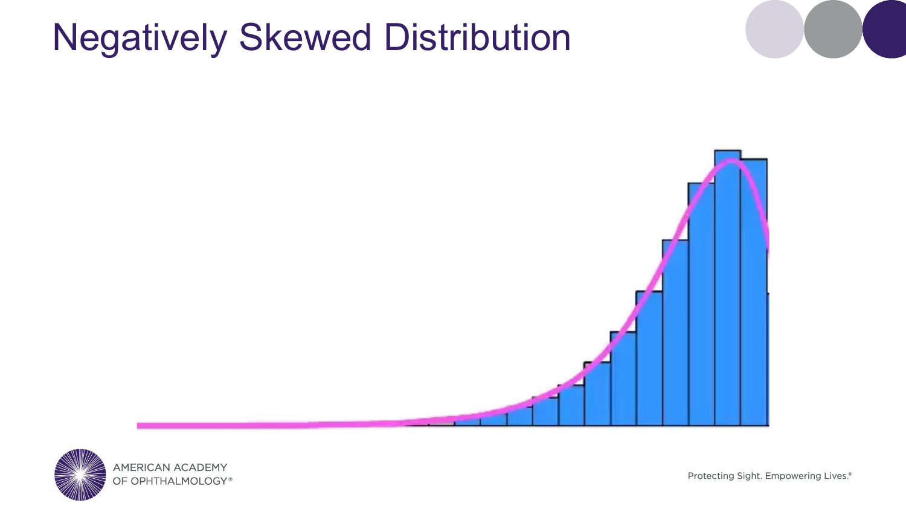# Negatively Skewed Distribution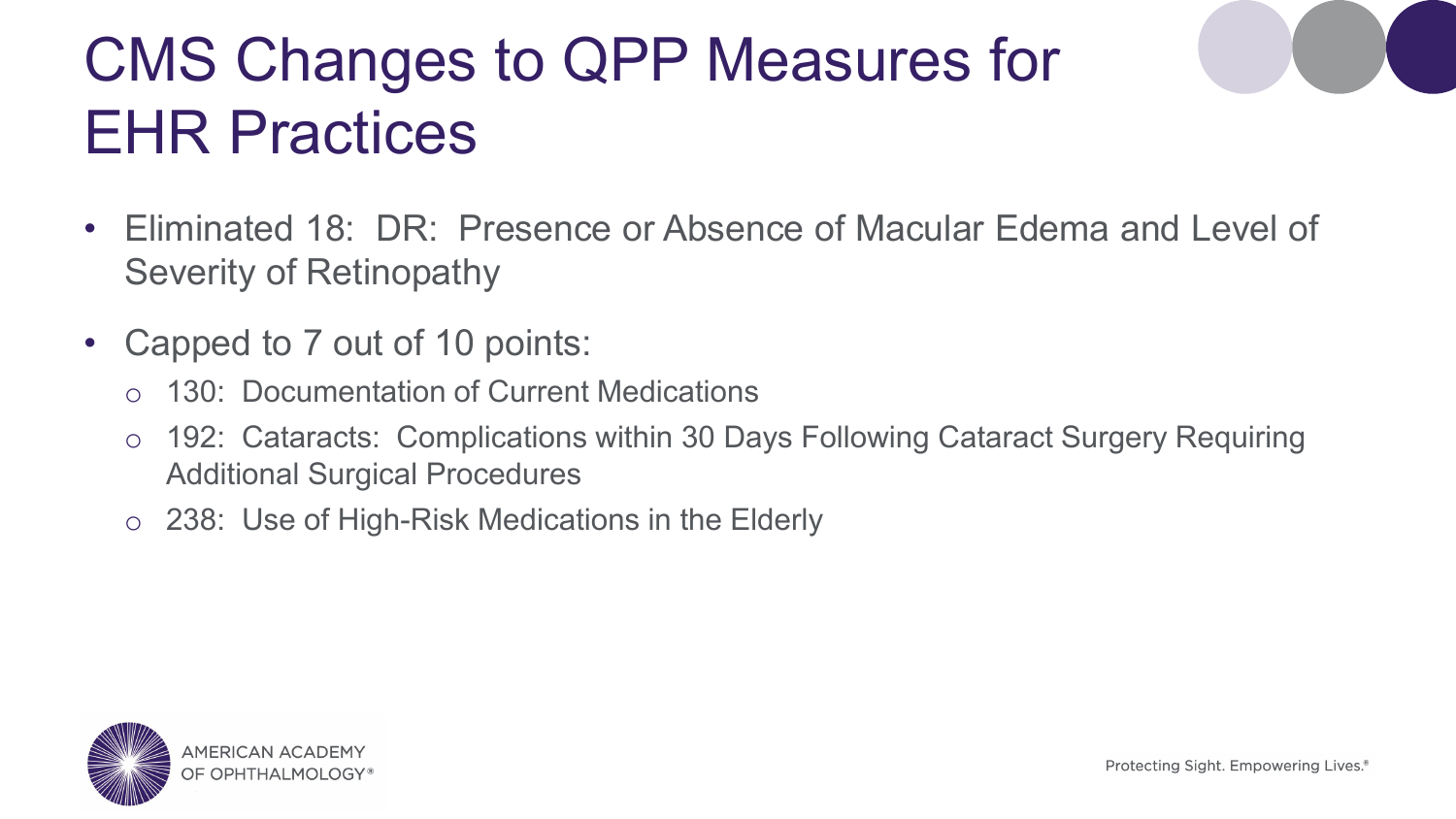# CMS Changes to QPP Measures for EHR Practices

- Eliminated 18: DR: Presence or Absence of Macular Edema and Level of Severity of Retinopathy
- Capped to 7 out of 10 points:
  - 130: Documentation of Current Medications
  - 192: Cataracts: Complications within 30 Days Following Cataract Surgery Requiring Additional Surgical Procedures
  - 238: Use of High-Risk Medications in the Elderly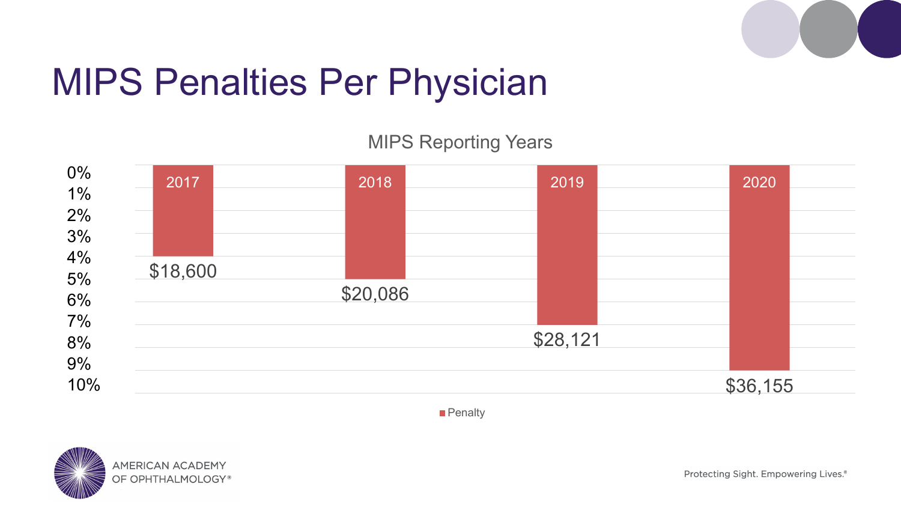# MIPS Penalties Per Physician

MIPS Reporting Years

0%
1%
2%
3%
4%
5%
6%
7%
8%
9%
10%

2017
$18,600

2018
$20,086

2019
$28,121

2020
$36,155

Penalty